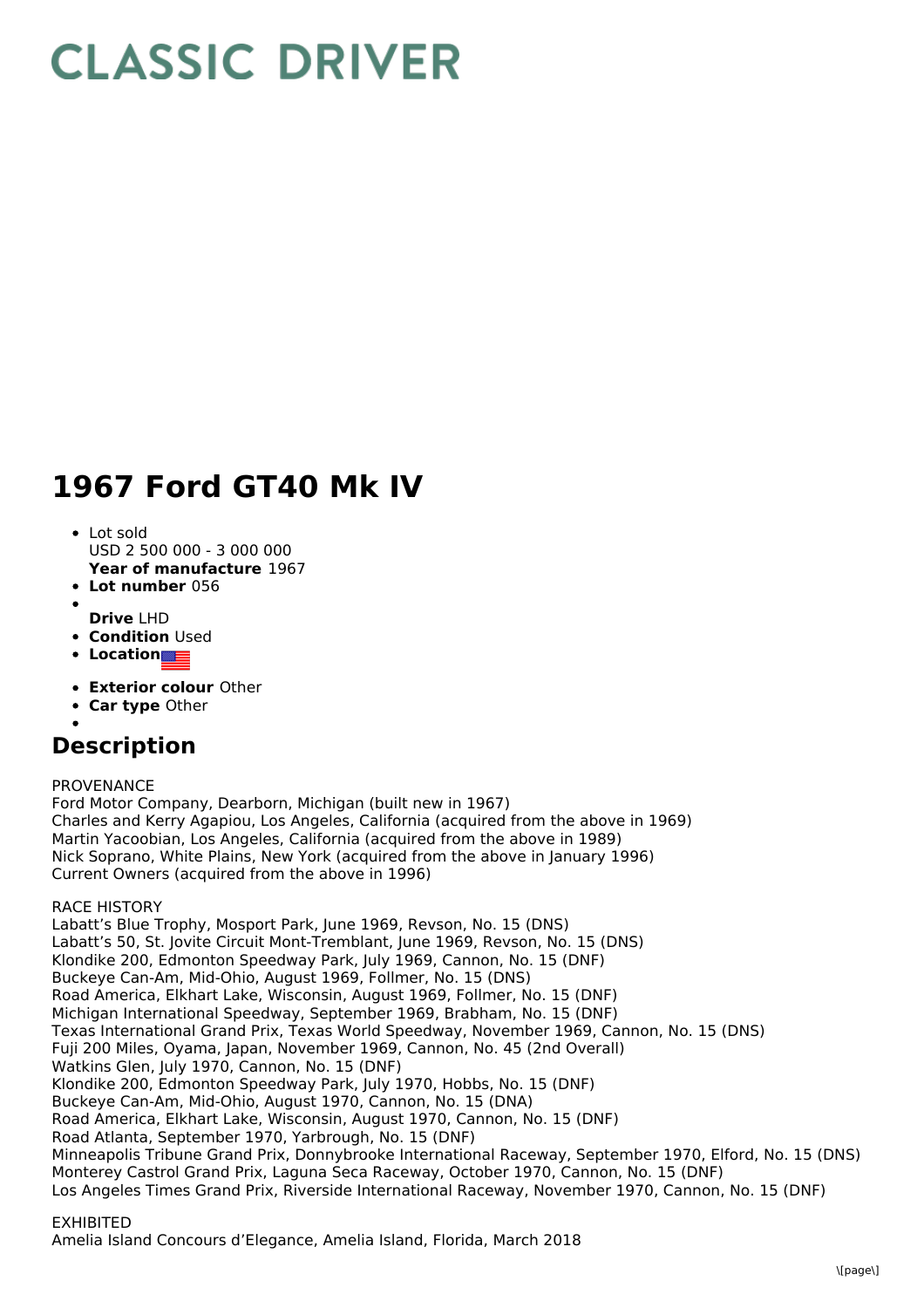# CLASSIC DRIVER

# 1967 Ford GT40 Mk IV

- Lot sold
  USD 2 500 000 - 3 000 000
  **Year of manufacture** 1967
- **Lot number** 056
- 
  **Drive** LHD
- **Condition** Used
- **Location**
- **Exterior colour** Other
- **Car type** Other
- 

## Description

PROVENANCE
Ford Motor Company, Dearborn, Michigan (built new in 1967)
Charles and Kerry Agapiou, Los Angeles, California (acquired from the above in 1969)
Martin Yacoobian, Los Angeles, California (acquired from the above in 1989)
Nick Soprano, White Plains, New York (acquired from the above in January 1996)
Current Owners (acquired from the above in 1996)

RACE HISTORY
Labatt's Blue Trophy, Mosport Park, June 1969, Revson, No. 15 (DNS)
Labatt's 50, St. Jovite Circuit Mont-Tremblant, June 1969, Revson, No. 15 (DNS)
Klondike 200, Edmonton Speedway Park, July 1969, Cannon, No. 15 (DNF)
Buckeye Can-Am, Mid-Ohio, August 1969, Follmer, No. 15 (DNS)
Road America, Elkhart Lake, Wisconsin, August 1969, Follmer, No. 15 (DNF)
Michigan International Speedway, September 1969, Brabham, No. 15 (DNF)
Texas International Grand Prix, Texas World Speedway, November 1969, Cannon, No. 15 (DNS)
Fuji 200 Miles, Oyama, Japan, November 1969, Cannon, No. 45 (2nd Overall)
Watkins Glen, July 1970, Cannon, No. 15 (DNF)
Klondike 200, Edmonton Speedway Park, July 1970, Hobbs, No. 15 (DNF)
Buckeye Can-Am, Mid-Ohio, August 1970, Cannon, No. 15 (DNA)
Road America, Elkhart Lake, Wisconsin, August 1970, Cannon, No. 15 (DNF)
Road Atlanta, September 1970, Yarbrough, No. 15 (DNF)
Minneapolis Tribune Grand Prix, Donnybrooke International Raceway, September 1970, Elford, No. 15 (DNS)
Monterey Castrol Grand Prix, Laguna Seca Raceway, October 1970, Cannon, No. 15 (DNF)
Los Angeles Times Grand Prix, Riverside International Raceway, November 1970, Cannon, No. 15 (DNF)

EXHIBITED
Amelia Island Concours d'Elegance, Amelia Island, Florida, March 2018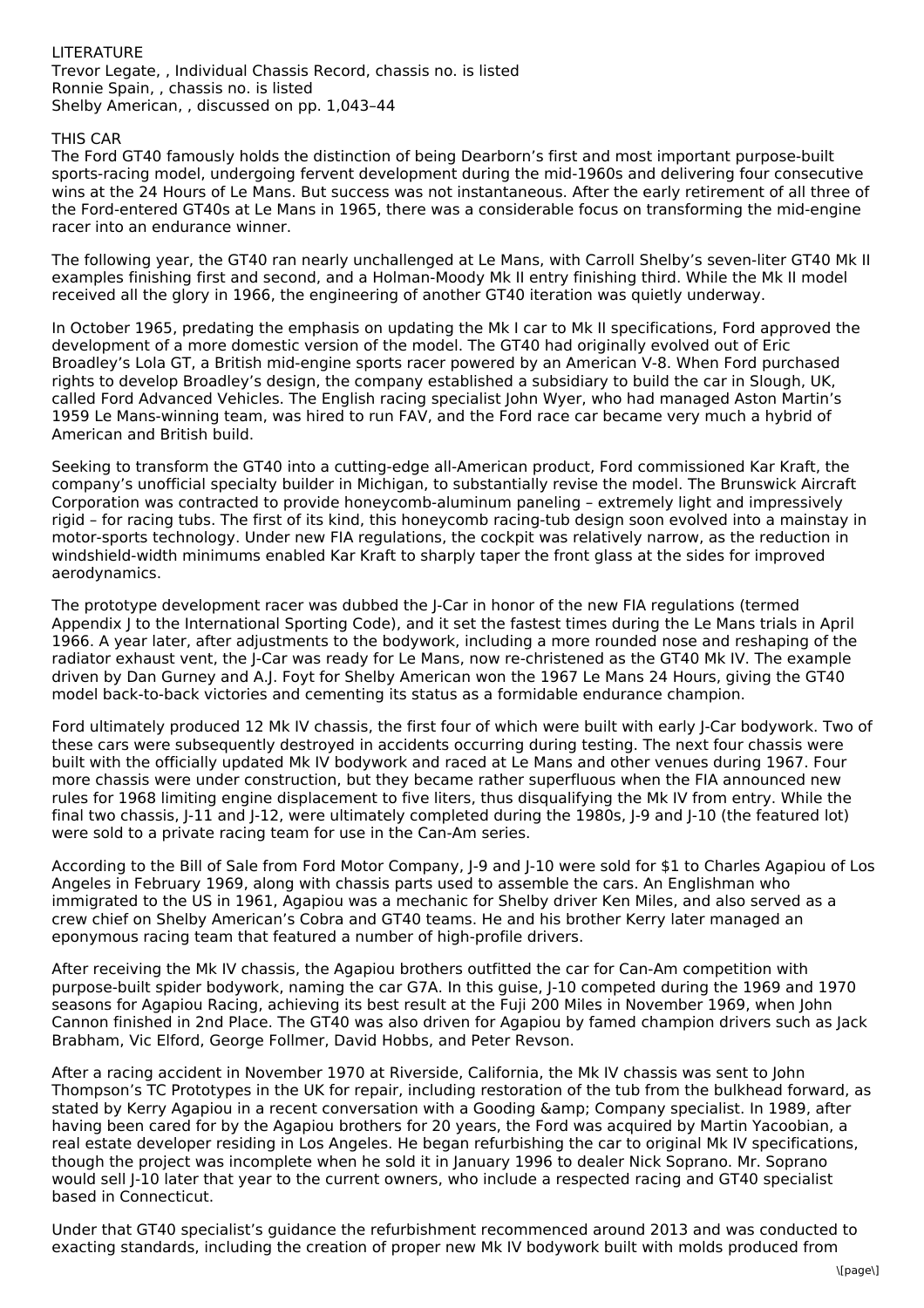LITERATURE

Trevor Legate, , Individual Chassis Record, chassis no. is listed
Ronnie Spain, , chassis no. is listed
Shelby American, , discussed on pp. 1,043–44

THIS CAR

The Ford GT40 famously holds the distinction of being Dearborn's first and most important purpose-built sports-racing model, undergoing fervent development during the mid-1960s and delivering four consecutive wins at the 24 Hours of Le Mans. But success was not instantaneous. After the early retirement of all three of the Ford-entered GT40s at Le Mans in 1965, there was a considerable focus on transforming the mid-engine racer into an endurance winner.

The following year, the GT40 ran nearly unchallenged at Le Mans, with Carroll Shelby's seven-liter GT40 Mk II examples finishing first and second, and a Holman-Moody Mk II entry finishing third. While the Mk II model received all the glory in 1966, the engineering of another GT40 iteration was quietly underway.

In October 1965, predating the emphasis on updating the Mk I car to Mk II specifications, Ford approved the development of a more domestic version of the model. The GT40 had originally evolved out of Eric Broadley's Lola GT, a British mid-engine sports racer powered by an American V-8. When Ford purchased rights to develop Broadley's design, the company established a subsidiary to build the car in Slough, UK, called Ford Advanced Vehicles. The English racing specialist John Wyer, who had managed Aston Martin's 1959 Le Mans-winning team, was hired to run FAV, and the Ford race car became very much a hybrid of American and British build.

Seeking to transform the GT40 into a cutting-edge all-American product, Ford commissioned Kar Kraft, the company's unofficial specialty builder in Michigan, to substantially revise the model. The Brunswick Aircraft Corporation was contracted to provide honeycomb-aluminum paneling – extremely light and impressively rigid – for racing tubs. The first of its kind, this honeycomb racing-tub design soon evolved into a mainstay in motor-sports technology. Under new FIA regulations, the cockpit was relatively narrow, as the reduction in windshield-width minimums enabled Kar Kraft to sharply taper the front glass at the sides for improved aerodynamics.

The prototype development racer was dubbed the J-Car in honor of the new FIA regulations (termed Appendix J to the International Sporting Code), and it set the fastest times during the Le Mans trials in April 1966. A year later, after adjustments to the bodywork, including a more rounded nose and reshaping of the radiator exhaust vent, the J-Car was ready for Le Mans, now re-christened as the GT40 Mk IV. The example driven by Dan Gurney and A.J. Foyt for Shelby American won the 1967 Le Mans 24 Hours, giving the GT40 model back-to-back victories and cementing its status as a formidable endurance champion.

Ford ultimately produced 12 Mk IV chassis, the first four of which were built with early J-Car bodywork. Two of these cars were subsequently destroyed in accidents occurring during testing. The next four chassis were built with the officially updated Mk IV bodywork and raced at Le Mans and other venues during 1967. Four more chassis were under construction, but they became rather superfluous when the FIA announced new rules for 1968 limiting engine displacement to five liters, thus disqualifying the Mk IV from entry. While the final two chassis, J-11 and J-12, were ultimately completed during the 1980s, J-9 and J-10 (the featured lot) were sold to a private racing team for use in the Can-Am series.

According to the Bill of Sale from Ford Motor Company, J-9 and J-10 were sold for $1 to Charles Agapiou of Los Angeles in February 1969, along with chassis parts used to assemble the cars. An Englishman who immigrated to the US in 1961, Agapiou was a mechanic for Shelby driver Ken Miles, and also served as a crew chief on Shelby American's Cobra and GT40 teams. He and his brother Kerry later managed an eponymous racing team that featured a number of high-profile drivers.

After receiving the Mk IV chassis, the Agapiou brothers outfitted the car for Can-Am competition with purpose-built spider bodywork, naming the car G7A. In this guise, J-10 competed during the 1969 and 1970 seasons for Agapiou Racing, achieving its best result at the Fuji 200 Miles in November 1969, when John Cannon finished in 2nd Place. The GT40 was also driven for Agapiou by famed champion drivers such as Jack Brabham, Vic Elford, George Follmer, David Hobbs, and Peter Revson.

After a racing accident in November 1970 at Riverside, California, the Mk IV chassis was sent to John Thompson's TC Prototypes in the UK for repair, including restoration of the tub from the bulkhead forward, as stated by Kerry Agapiou in a recent conversation with a Gooding &amp; Company specialist. In 1989, after having been cared for by the Agapiou brothers for 20 years, the Ford was acquired by Martin Yacoobian, a real estate developer residing in Los Angeles. He began refurbishing the car to original Mk IV specifications, though the project was incomplete when he sold it in January 1996 to dealer Nick Soprano. Mr. Soprano would sell J-10 later that year to the current owners, who include a respected racing and GT40 specialist based in Connecticut.

Under that GT40 specialist's guidance the refurbishment recommenced around 2013 and was conducted to exacting standards, including the creation of proper new Mk IV bodywork built with molds produced from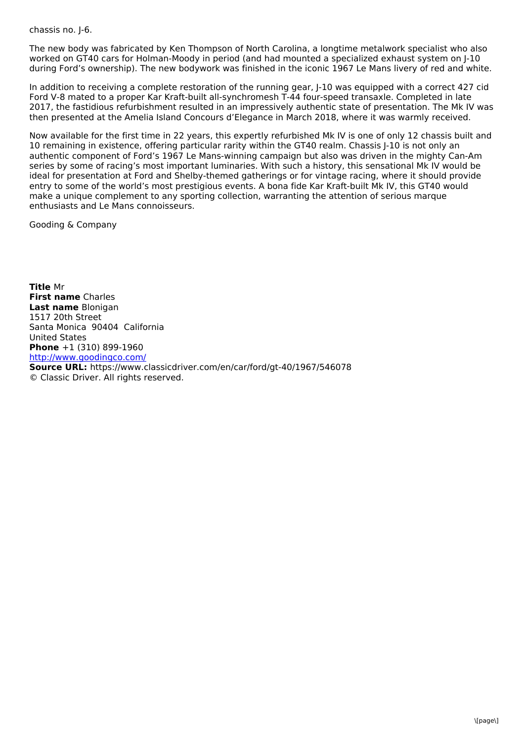chassis no. J-6.

The new body was fabricated by Ken Thompson of North Carolina, a longtime metalwork specialist who also worked on GT40 cars for Holman-Moody in period (and had mounted a specialized exhaust system on J-10 during Ford's ownership). The new bodywork was finished in the iconic 1967 Le Mans livery of red and white.

In addition to receiving a complete restoration of the running gear, J-10 was equipped with a correct 427 cid Ford V-8 mated to a proper Kar Kraft-built all-synchromesh T-44 four-speed transaxle. Completed in late 2017, the fastidious refurbishment resulted in an impressively authentic state of presentation. The Mk IV was then presented at the Amelia Island Concours d'Elegance in March 2018, where it was warmly received.

Now available for the first time in 22 years, this expertly refurbished Mk IV is one of only 12 chassis built and 10 remaining in existence, offering particular rarity within the GT40 realm. Chassis J-10 is not only an authentic component of Ford's 1967 Le Mans-winning campaign but also was driven in the mighty Can-Am series by some of racing's most important luminaries. With such a history, this sensational Mk IV would be ideal for presentation at Ford and Shelby-themed gatherings or for vintage racing, where it should provide entry to some of the world's most prestigious events. A bona fide Kar Kraft-built Mk IV, this GT40 would make a unique complement to any sporting collection, warranting the attention of serious marque enthusiasts and Le Mans connoisseurs.

Gooding & Company

**Title** Mr
**First name** Charles
**Last name** Blonigan
1517 20th Street
Santa Monica 90404 California
United States
**Phone** +1 (310) 899-1960
http://www.goodingco.com/
**Source URL:** https://www.classicdriver.com/en/car/ford/gt-40/1967/546078
© Classic Driver. All rights reserved.